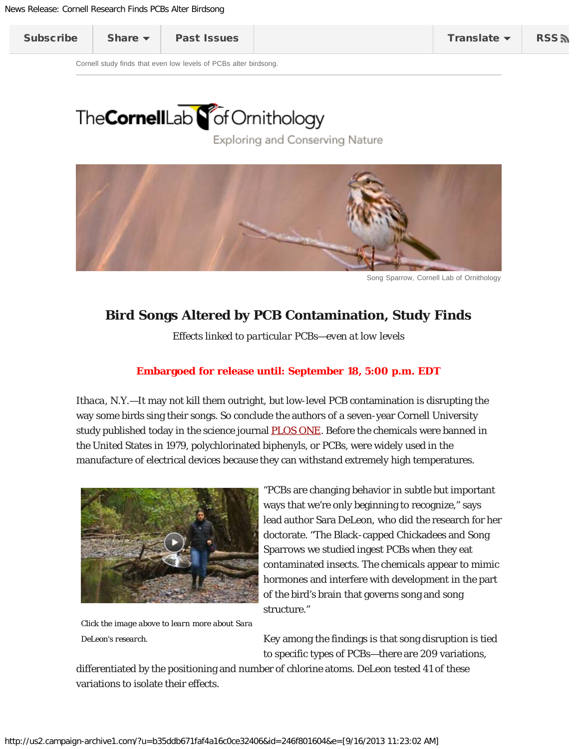Subscribe | Share | Past Issues | Translate | RSS

Cornell study finds that even low levels of PCBs alter birdsong.

The Cornell Lab of Ornithology

Exploring and Conserving Nature

Song Sparrow, Cornell Lab of Ornithology

# Bird Songs Altered by PCB Contamination, Study Finds

*Effects linked to particular PCBs—even at low levels*

**Embargoed for release until: September 18, 5:00 p.m. EDT**

Ithaca, N.Y.—It may not kill them outright, but low-level PCB contamination is disrupting the way some birds sing their songs. So conclude the authors of a seven-year Cornell University study published today in the science journal PLOS ONE. Before the chemicals were banned in the United States in 1979, polychlorinated biphenyls, or PCBs, were widely used in the manufacture of electrical devices because they can withstand extremely high temperatures.

Click the image above to learn more about Sara DeLeon's research.

"PCBs are changing behavior in subtle but important ways that we're only beginning to recognize," says lead author Sara DeLeon, who did the research for her doctorate. "The Black-capped Chickadees and Song Sparrows we studied ingest PCBs when they eat contaminated insects. The chemicals appear to mimic hormones and interfere with development in the part of the bird's brain that governs song and song structure."

Key among the findings is that song disruption is tied to specific types of PCBs—there are 209 variations, differentiated by the positioning and number of chlorine atoms. DeLeon tested 41 of these variations to isolate their effects.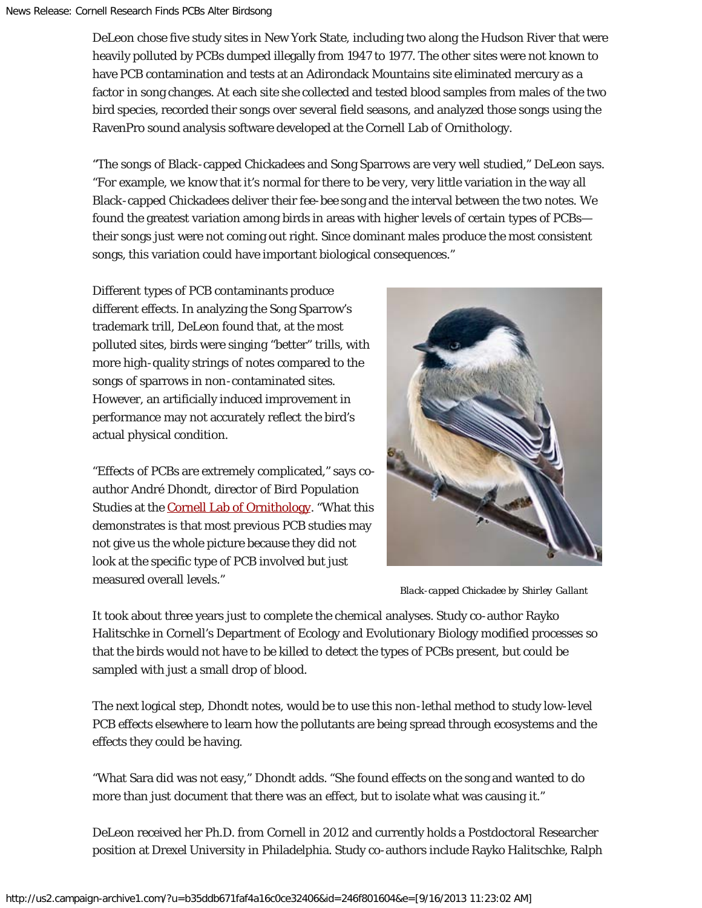DeLeon chose five study sites in New York State, including two along the Hudson River that were heavily polluted by PCBs dumped illegally from 1947 to 1977. The other sites were not known to have PCB contamination and tests at an Adirondack Mountains site eliminated mercury as a factor in song changes. At each site she collected and tested blood samples from males of the two bird species, recorded their songs over several field seasons, and analyzed those songs using the RavenPro sound analysis software developed at the Cornell Lab of Ornithology.

"The songs of Black-capped Chickadees and Song Sparrows are very well studied," DeLeon says. "For example, we know that it's normal for there to be very, very little variation in the way all Black-capped Chickadees deliver their fee-bee song and the interval between the two notes. We found the greatest variation among birds in areas with higher levels of certain types of PCBs—their songs just were not coming out right. Since dominant males produce the most consistent songs, this variation could have important biological consequences."

Different types of PCB contaminants produce different effects. In analyzing the Song Sparrow's trademark trill, DeLeon found that, at the most polluted sites, birds were singing "better" trills, with more high-quality strings of notes compared to the songs of sparrows in non-contaminated sites. However, an artificially induced improvement in performance may not accurately reflect the bird's actual physical condition.

"Effects of PCBs are extremely complicated," says co-author André Dhondt, director of Bird Population Studies at the Cornell Lab of Ornithology. "What this demonstrates is that most previous PCB studies may not give us the whole picture because they did not look at the specific type of PCB involved but just measured overall levels."

*Black-capped Chickadee by Shirley Gallant*

It took about three years just to complete the chemical analyses. Study co-author Rayko Halitschke in Cornell's Department of Ecology and Evolutionary Biology modified processes so that the birds would not have to be killed to detect the types of PCBs present, but could be sampled with just a small drop of blood.

The next logical step, Dhondt notes, would be to use this non-lethal method to study low-level PCB effects elsewhere to learn how the pollutants are being spread through ecosystems and the effects they could be having.

"What Sara did was not easy," Dhondt adds. "She found effects on the song and wanted to do more than just document that there was an effect, but to isolate what was causing it."

DeLeon received her Ph.D. from Cornell in 2012 and currently holds a Postdoctoral Researcher position at Drexel University in Philadelphia. Study co-authors include Rayko Halitschke, Ralph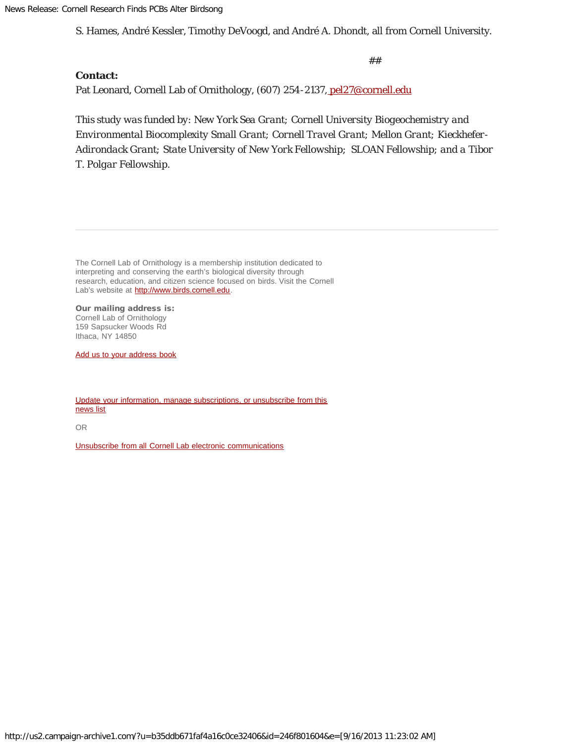S. Hames, André Kessler, Timothy DeVoogd, and André A. Dhondt, all from Cornell University.

##

**Contact:**
Pat Leonard, Cornell Lab of Ornithology, (607) 254-2137, pel27@cornell.edu

*This study was funded by: New York Sea Grant; Cornell University Biogeochemistry and Environmental Biocomplexity Small Grant; Cornell Travel Grant; Mellon Grant; Kieckhefer-Adirondack Grant; State University of New York Fellowship; SLOAN Fellowship; and a Tibor T. Polgar Fellowship.*

---

The Cornell Lab of Ornithology is a membership institution dedicated to interpreting and conserving the earth's biological diversity through research, education, and citizen science focused on birds. Visit the Cornell Lab's website at http://www.birds.cornell.edu.

**Our mailing address is:**
Cornell Lab of Ornithology
159 Sapsucker Woods Rd
Ithaca, NY 14850

Add us to your address book

Update your information, manage subscriptions, or unsubscribe from this news list

OR

Unsubscribe from all Cornell Lab electronic communications